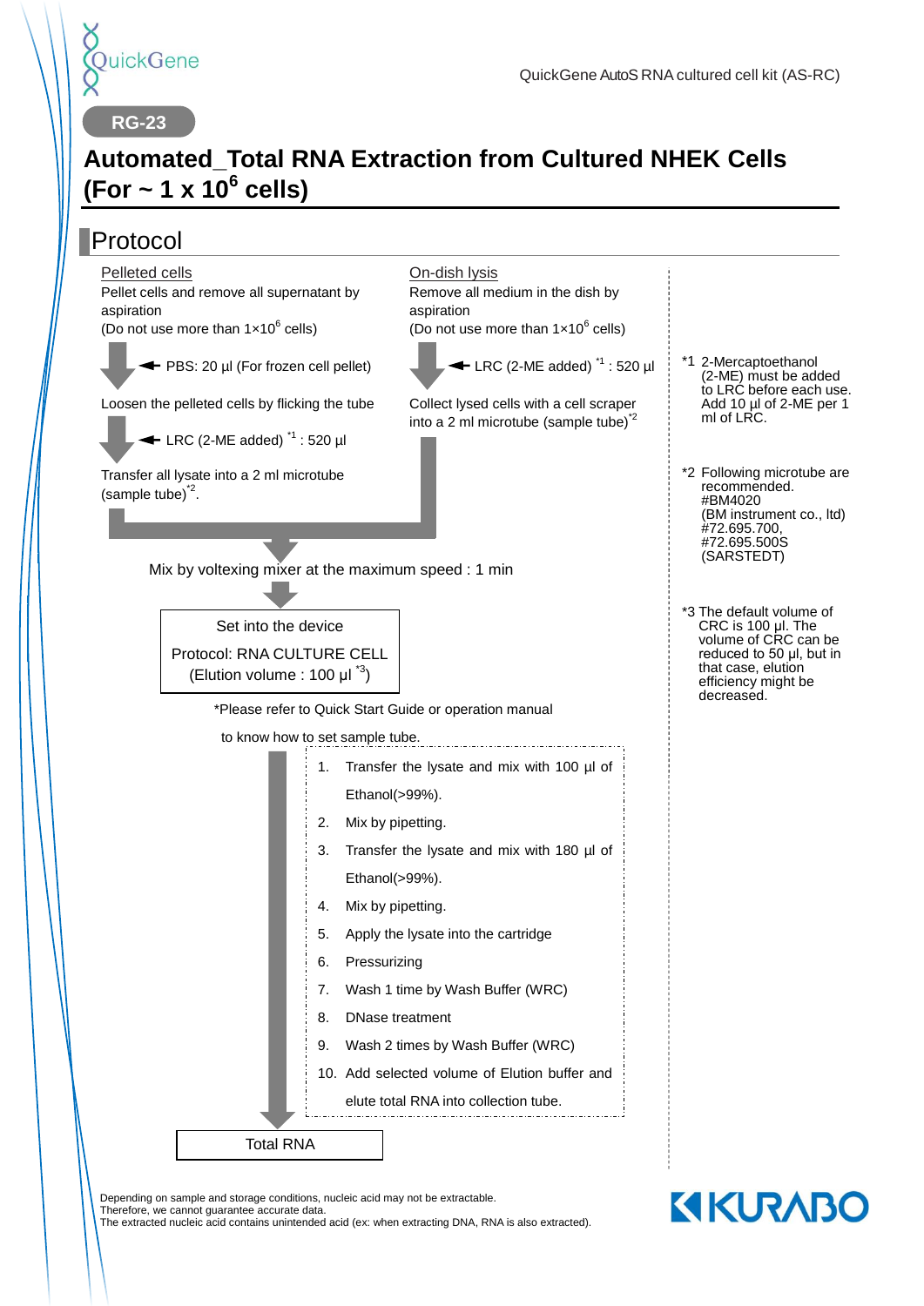QuickGene

QuickGene AutoS RNA cultured cell kit (AS-RC)

RG-23

# Automated_Total RNA Extraction from Cultured NHEK Cells (For ~ 1 x $10^6$ cells)

## Protocol

**Pelleted cells**

Pellet cells and remove all supernatant by aspiration
(Do not use more than 1×$10^6$ cells)

← PBS: 20 µl (For frozen cell pellet)

Loosen the pelleted cells by flicking the tube

← LRC (2-ME added) [*1] : 520 µl

Transfer all lysate into a 2 ml microtube (sample tube)[*2].

**On-dish lysis**

Remove all medium in the dish by aspiration
(Do not use more than 1×$10^6$ cells)

← LRC (2-ME added) [*1] : 520 µl

Collect lysed cells with a cell scraper into a 2 ml microtube (sample tube)[*2]

Mix by voltexing mixer at the maximum speed : 1 min

Set into the device
Protocol: RNA CULTURE CELL
(Elution volume : 100 µl [*3])

*Please refer to Quick Start Guide or operation manual to know how to set sample tube.

1. Transfer the lysate and mix with 100 µl of Ethanol(>99%).
2. Mix by pipetting.
3. Transfer the lysate and mix with 180 µl of Ethanol(>99%).
4. Mix by pipetting.
5. Apply the lysate into the cartridge
6. Pressurizing
7. Wash 1 time by Wash Buffer (WRC)
8. DNase treatment
9. Wash 2 times by Wash Buffer (WRC)
10. Add selected volume of Elution buffer and elute total RNA into collection tube.

Total RNA

*1 2-Mercaptoethanol (2-ME) must be added to LRC before each use. Add 10 µl of 2-ME per 1 ml of LRC.

*2 Following microtube are recommended.
#BM4020
(BM instrument co., ltd)
#72.695.700,
#72.695.500S
(SARSTEDT)

*3 The default volume of CRC is 100 µl. The volume of CRC can be reduced to 50 µl, but in that case, elution efficiency might be decreased.

Depending on sample and storage conditions, nucleic acid may not be extractable.
Therefore, we cannot guarantee accurate data.
The extracted nucleic acid contains unintended acid (ex: when extracting DNA, RNA is also extracted).

KURABO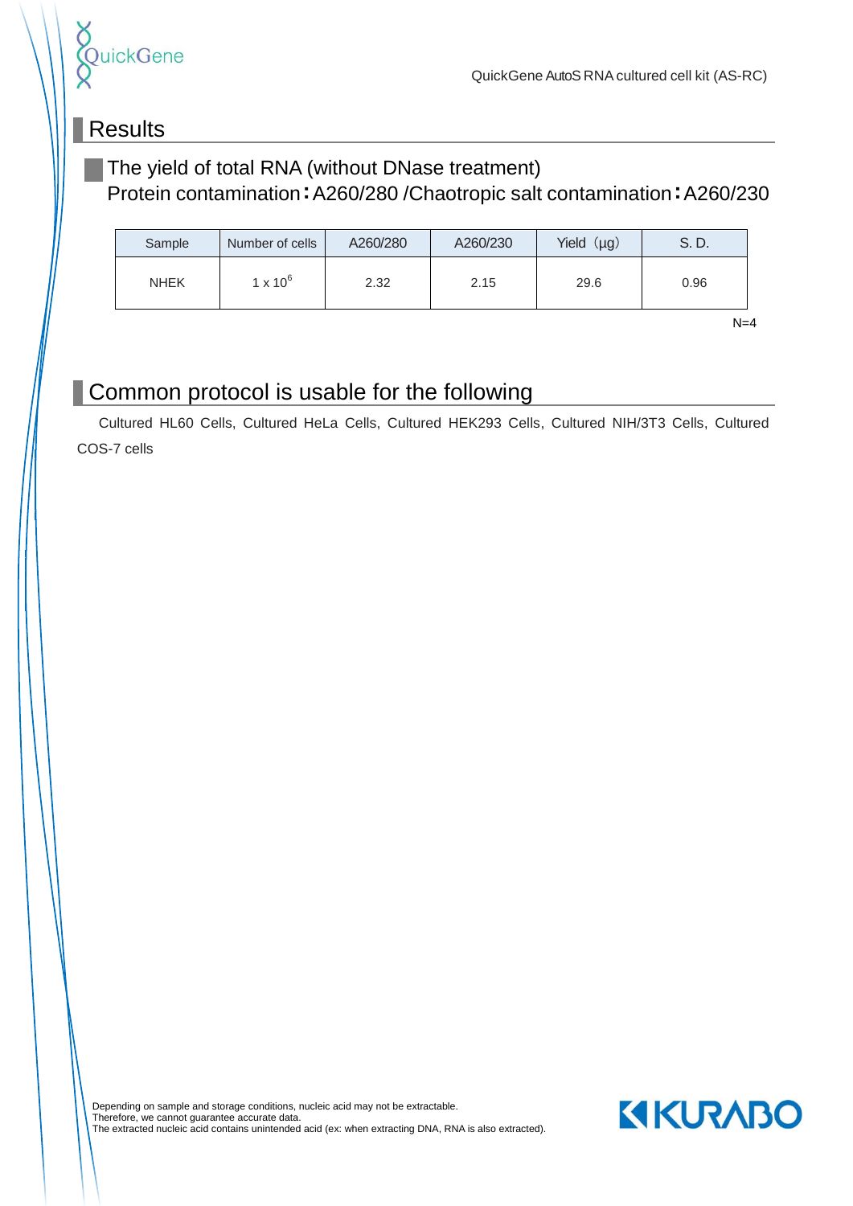## Results

### The yield of total RNA (without DNase treatment)

Protein contamination：A260/280 /Chaotropic salt contamination：A260/230

| Sample | Number of cells | A260/280 | A260/230 | Yield（µg） | S. D. |
|---|---|---|---|---|---|
| NHEK | $1 \times 10^6$ | 2.32 | 2.15 | 29.6 | 0.96 |

N=4

## Common protocol is usable for the following

Cultured HL60 Cells, Cultured HeLa Cells, Cultured HEK293 Cells, Cultured NIH/3T3 Cells, Cultured COS-7 cells

Depending on sample and storage conditions, nucleic acid may not be extractable.
Therefore, we cannot guarantee accurate data.
The extracted nucleic acid contains unintended acid (ex: when extracting DNA, RNA is also extracted).

KURABO